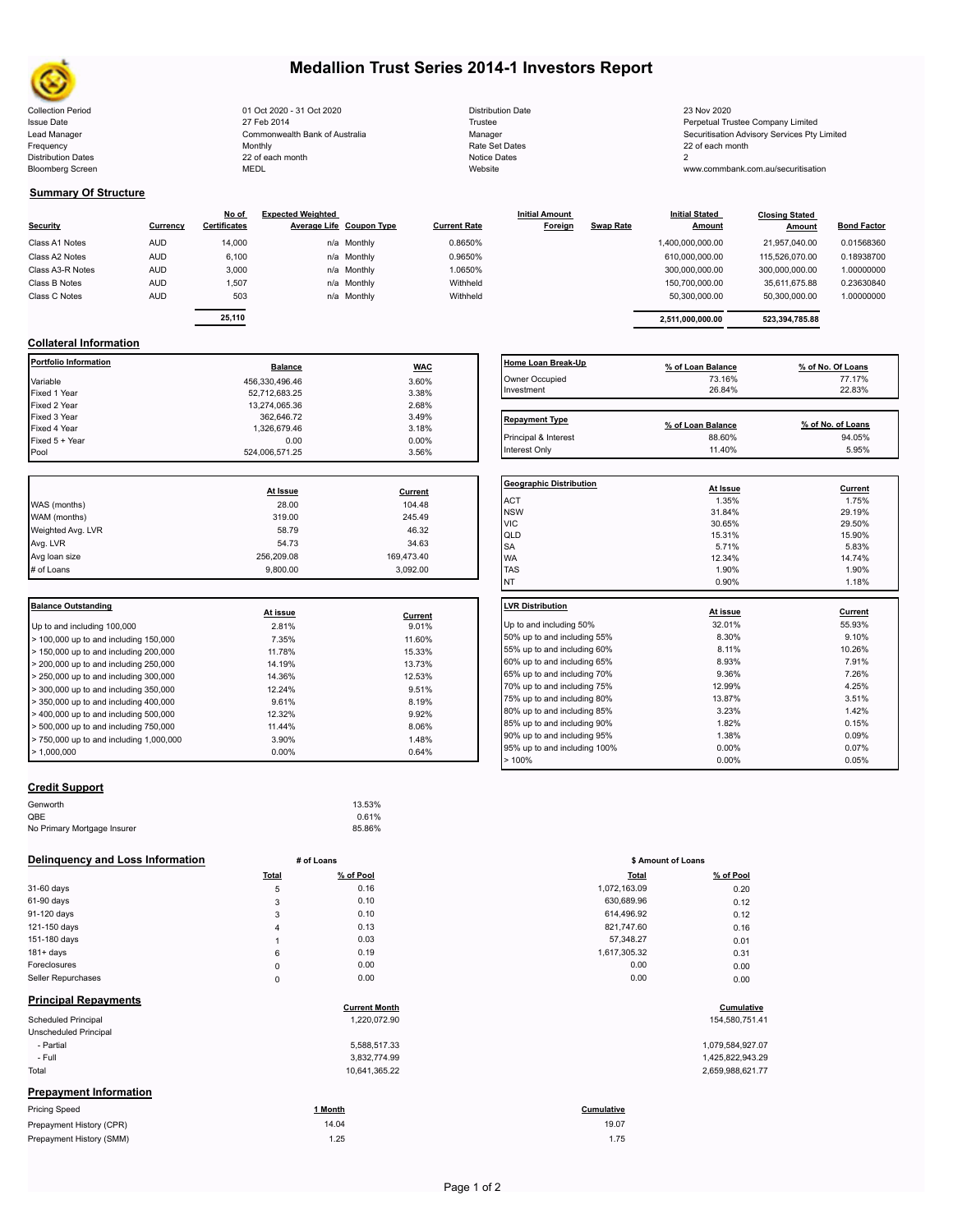# Medallion Trust Series 2014-1 Investors Report

| | | | |
|---|---|---|---|
| Collection Period | 01 Oct 2020 - 31 Oct 2020 | Distribution Date | 23 Nov 2020 |
| Issue Date | 27 Feb 2014 | Trustee | Perpetual Trustee Company Limited |
| Lead Manager | Commonwealth Bank of Australia | Manager | Securitisation Advisory Services Pty Limited |
| Frequency | Monthly | Rate Set Dates | 22 of each month |
| Distribution Dates | 22 of each month | Notice Dates | 2 |
| Bloomberg Screen | MEDL | Website | www.commbank.com.au/securitisation |

## Summary Of Structure

| Security | Currency | No of Certificates | Expected Weighted Average Life | Coupon Type | Current Rate | Initial Amount Foreign | Swap Rate | Initial Stated Amount | Closing Stated Amount | Bond Factor |
|---|---|---|---|---|---|---|---|---|---|---|
| Class A1 Notes | AUD | 14,000 | n/a | Monthly | 0.8650% | | | 1,400,000,000.00 | 21,957,040.00 | 0.01568360 |
| Class A2 Notes | AUD | 6,100 | n/a | Monthly | 0.9650% | | | 610,000,000.00 | 115,526,070.00 | 0.18938700 |
| Class A3-R Notes | AUD | 3,000 | n/a | Monthly | 1.0650% | | | 300,000,000.00 | 300,000,000.00 | 1.00000000 |
| Class B Notes | AUD | 1,507 | n/a | Monthly | Withheld | | | 150,700,000.00 | 35,611,675.88 | 0.23630840 |
| Class C Notes | AUD | 503 | n/a | Monthly | Withheld | | | 50,300,000.00 | 50,300,000.00 | 1.00000000 |
| | | 25,110 | | | | | | 2,511,000,000.00 | 523,394,785.88 | |

## Collateral Information

| Portfolio Information | Balance | WAC |
|---|---|---|
| Variable | 456,330,496.46 | 3.60% |
| Fixed 1 Year | 52,712,683.25 | 3.38% |
| Fixed 2 Year | 13,274,065.36 | 2.68% |
| Fixed 3 Year | 362,646.72 | 3.49% |
| Fixed 4 Year | 1,326,679.46 | 3.18% |
| Fixed 5 + Year | 0.00 | 0.00% |
| Pool | 524,006,571.25 | 3.56% |

| | At Issue | Current |
|---|---|---|
| WAS (months) | 28.00 | 104.48 |
| WAM (months) | 319.00 | 245.49 |
| Weighted Avg. LVR | 58.79 | 46.32 |
| Avg. LVR | 54.73 | 34.63 |
| Avg loan size | 256,209.08 | 169,473.40 |
| # of Loans | 9,800.00 | 3,092.00 |

| Balance Outstanding | At issue | Current |
|---|---|---|
| Up to and including 100,000 | 2.81% | 9.01% |
| > 100,000 up to and including 150,000 | 7.35% | 11.60% |
| > 150,000 up to and including 200,000 | 11.78% | 15.33% |
| > 200,000 up to and including 250,000 | 14.19% | 13.73% |
| > 250,000 up to and including 300,000 | 14.36% | 12.53% |
| > 300,000 up to and including 350,000 | 12.24% | 9.51% |
| > 350,000 up to and including 400,000 | 9.61% | 8.19% |
| > 400,000 up to and including 500,000 | 12.32% | 9.92% |
| > 500,000 up to and including 750,000 | 11.44% | 8.06% |
| > 750,000 up to and including 1,000,000 | 3.90% | 1.48% |
| > 1,000,000 | 0.00% | 0.64% |

| Home Loan Break-Up | % of Loan Balance | % of No. Of Loans |
|---|---|---|
| Owner Occupied | 73.16% | 77.17% |
| Investment | 26.84% | 22.83% |

| Repayment Type | % of Loan Balance | % of No. of Loans |
|---|---|---|
| Principal & Interest | 88.60% | 94.05% |
| Interest Only | 11.40% | 5.95% |

| Geographic Distribution | At Issue | Current |
|---|---|---|
| ACT | 1.35% | 1.75% |
| NSW | 31.84% | 29.19% |
| VIC | 30.65% | 29.50% |
| QLD | 15.31% | 15.90% |
| SA | 5.71% | 5.83% |
| WA | 12.34% | 14.74% |
| TAS | 1.90% | 1.90% |
| NT | 0.90% | 1.18% |

| LVR Distribution | At issue | Current |
|---|---|---|
| Up to and including 50% | 32.01% | 55.93% |
| 50% up to and including 55% | 8.30% | 9.10% |
| 55% up to and including 60% | 8.11% | 10.26% |
| 60% up to and including 65% | 8.93% | 7.91% |
| 65% up to and including 70% | 9.36% | 7.26% |
| 70% up to and including 75% | 12.99% | 4.25% |
| 75% up to and including 80% | 13.87% | 3.51% |
| 80% up to and including 85% | 3.23% | 1.42% |
| 85% up to and including 90% | 1.82% | 0.15% |
| 90% up to and including 95% | 1.38% | 0.09% |
| 95% up to and including 100% | 0.00% | 0.07% |
| > 100% | 0.00% | 0.05% |

## Credit Support

| | |
|---|---|
| Genworth | 13.53% |
| QBE | 0.61% |
| No Primary Mortgage Insurer | 85.86% |

## Delinquency and Loss Information

| | # of Loans Total | # of Loans % of Pool | $ Amount of Loans Total | $ Amount of Loans % of Pool |
|---|---|---|---|---|
| 31-60 days | 5 | 0.16 | 1,072,163.09 | 0.20 |
| 61-90 days | 3 | 0.10 | 630,689.96 | 0.12 |
| 91-120 days | 3 | 0.10 | 614,496.92 | 0.12 |
| 121-150 days | 4 | 0.13 | 821,747.60 | 0.16 |
| 151-180 days | 1 | 0.03 | 57,348.27 | 0.01 |
| 181+ days | 6 | 0.19 | 1,617,305.32 | 0.31 |
| Foreclosures | 0 | 0.00 | 0.00 | 0.00 |
| Seller Repurchases | 0 | 0.00 | 0.00 | 0.00 |

## Principal Repayments

| | Current Month | Cumulative |
|---|---|---|
| Scheduled Principal | 1,220,072.90 | 154,580,751.41 |
| Unscheduled Principal | | |
| - Partial | 5,588,517.33 | 1,079,584,927.07 |
| - Full | 3,832,774.99 | 1,425,822,943.29 |
| Total | 10,641,365.22 | 2,659,988,621.77 |

## Prepayment Information

| Pricing Speed | 1 Month | Cumulative |
|---|---|---|
| Prepayment History (CPR) | 14.04 | 19.07 |
| Prepayment History (SMM) | 1.25 | 1.75 |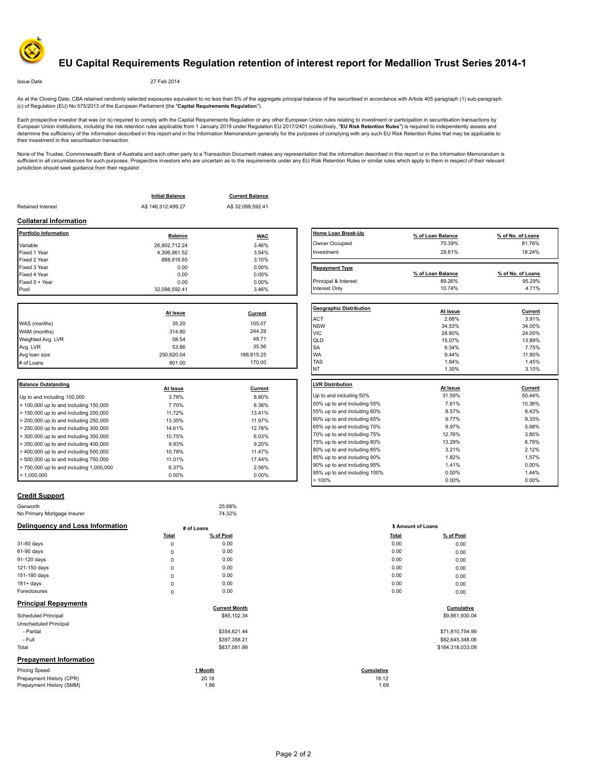# EU Capital Requirements Regulation retention of interest report for Medallion Trust Series 2014-1

Issue Date 27 Feb 2014

As at the Closing Date, CBA retained randomly selected exposures equivalent to no less than 5% of the aggregate principal balance of the securitised in accordance with Article 405 paragraph (1) sub-paragraph (c) of Regulation (EU) No 575/2013 of the European Parliament (the "**Capital Requirements Regulation**").

Each prospective investor that was (or is) required to comply with the Capital Requirements Regulation or any other European Union rules relating to investment or participation in securitisation transactions by European Union institutions, including the risk retention rules applicable from 1 January 2019 under Regulation EU 2017/2401 (collectively, "**EU Risk Retention Rules**") is required to independently assess and determine the sufficiency of the information described in this report and in the Information Memorandum generally for the purposes of complying with any such EU Risk Retention Rules that may be applicable to their investment in this securitisation transaction.

None of the Trustee, Commonwealth Bank of Australia and each other party to a Transaction Document makes any representation that the information described in this report or in the Information Memorandum is sufficient in all circumstances for such purposes. Prospective investors who are uncertain as to the requirements under any EU Risk Retention Rules or similar rules which apply to them in respect of their relevant jurisdiction should seek guidance from their regulator.

| | Initial Balance | Current Balance |
|---|---|---|
| Retained Interest | A$ 146,312,499.27 | A$ 32,098,592.41 |

## Collateral Information

| Portfolio Information | Balance | WAC |
|---|---|---|
| Variable | 26,902,712.24 | 3.46% |
| Fixed 1 Year | 4,306,961.52 | 3.54% |
| Fixed 2 Year | 888,918.65 | 3.10% |
| Fixed 3 Year | 0.00 | 0.00% |
| Fixed 4 Year | 0.00 | 0.00% |
| Fixed 5 + Year | 0.00 | 0.00% |
| Pool | 32,098,592.41 | 3.46% |

| | At Issue | Current |
|---|---|---|
| WAS (months) | 35.20 | 105.07 |
| WAM (months) | 314.80 | 244.29 |
| Weighted Avg. LVR | 58.54 | 48.71 |
| Avg. LVR | 53.86 | 35.56 |
| Avg loan size | 250,620.04 | 188,815.25 |
| # of Loans | 601.00 | 170.00 |

| Balance Outstanding | At Issue | Current |
|---|---|---|
| Up to and including 100,000 | 3.78% | 8.80% |
| > 100,000 up to and including 150,000 | 7.70% | 6.36% |
| > 150,000 up to and including 200,000 | 11.72% | 13.41% |
| > 200,000 up to and including 250,000 | 13.35% | 11.97% |
| > 250,000 up to and including 300,000 | 14.61% | 12.76% |
| > 300,000 up to and including 350,000 | 10.75% | 6.03% |
| > 350,000 up to and including 400,000 | 9.93% | 9.20% |
| > 400,000 up to and including 500,000 | 10.78% | 11.47% |
| > 500,000 up to and including 750,000 | 11.01% | 17.44% |
| > 750,000 up to and including 1,000,000 | 6.37% | 2.56% |
| > 1,000,000 | 0.00% | 0.00% |

| Home Loan Break-Up | % of Loan Balance | % of No. of Loans |
|---|---|---|
| Owner Occupied | 70.39% | 81.76% |
| Investment | 29.61% | 18.24% |

| Repayment Type | % of Loan Balance | % of No. of Loans |
|---|---|---|
| Principal & Interest | 89.26% | 95.29% |
| Interest Only | 10.74% | 4.71% |

| Geographic Distribution | At Issue | Current |
|---|---|---|
| ACT | 2.68% | 3.91% |
| NSW | 34.53% | 34.00% |
| VIC | 28.80% | 24.00% |
| QLD | 15.07% | 13.89% |
| SA | 6.34% | 7.75% |
| WA | 9.44% | 11.90% |
| TAS | 1.84% | 1.45% |
| NT | 1.30% | 3.10% |

| LVR Distribution | At Issue | Current |
|---|---|---|
| Up to and including 50% | 31.59% | 50.44% |
| 50% up to and including 55% | 7.61% | 10.36% |
| 55% up to and including 60% | 8.57% | 8.43% |
| 60% up to and including 65% | 9.77% | 9.33% |
| 65% up to and including 70% | 9.97% | 5.68% |
| 70% up to and including 75% | 12.76% | 3.85% |
| 75% up to and including 80% | 13.29% | 6.79% |
| 80% up to and including 85% | 3.21% | 2.12% |
| 85% up to and including 90% | 1.82% | 1.57% |
| 90% up to and including 95% | 1.41% | 0.00% |
| 95% up to and including 100% | 0.00% | 1.44% |
| > 100% | 0.00% | 0.00% |

## Credit Support

| | |
|---|---|
| Genworth | 25.68% |
| No Primary Mortgage Insurer | 74.32% |

## Delinquency and Loss Information

| | # of Loans | | \$ Amount of Loans | |
|---|---|---|---|---|
| | Total | % of Pool | Total | % of Pool |
| 31-60 days | 0 | 0.00 | 0.00 | 0.00 |
| 61-90 days | 0 | 0.00 | 0.00 | 0.00 |
| 91-120 days | 0 | 0.00 | 0.00 | 0.00 |
| 121-150 days | 0 | 0.00 | 0.00 | 0.00 |
| 151-180 days | 0 | 0.00 | 0.00 | 0.00 |
| 181+ days | 0 | 0.00 | 0.00 | 0.00 |
| Foreclosures | 0 | 0.00 | 0.00 | 0.00 |

## Principal Repayments

| | Current Month | Cumulative |
|---|---|---|
| Scheduled Principal | $85,102.34 | $9,861,930.04 |
| Unscheduled Principal | | |
| - Partial | $354,621.44 | $71,810,754.99 |
| - Full | $397,358.21 | $82,645,348.06 |
| Total | $837,081.99 | $164,318,033.09 |

## Prepayment Information

| Pricing Speed | 1 Month | Cumulative |
|---|---|---|
| Prepayment History (CPR) | 20.18 | 18.12 |
| Prepayment History (SMM) | 1.86 | 1.69 |